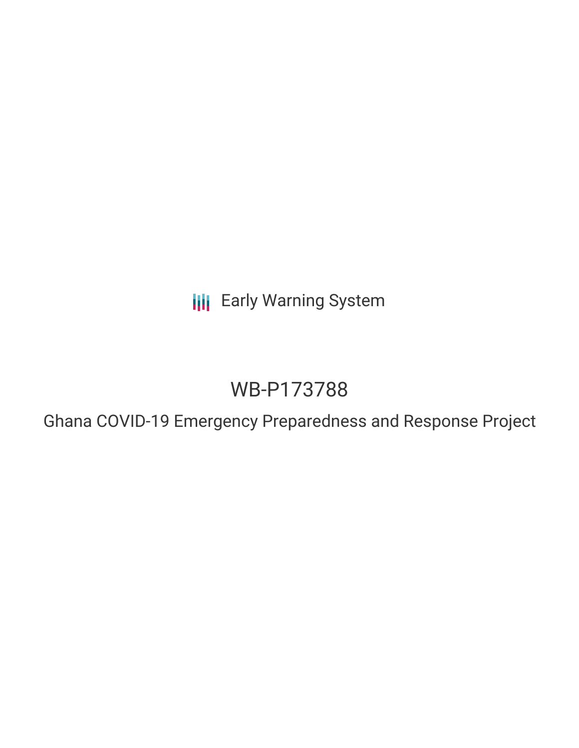Early Warning System

# WB-P173788

## Ghana COVID-19 Emergency Preparedness and Response Project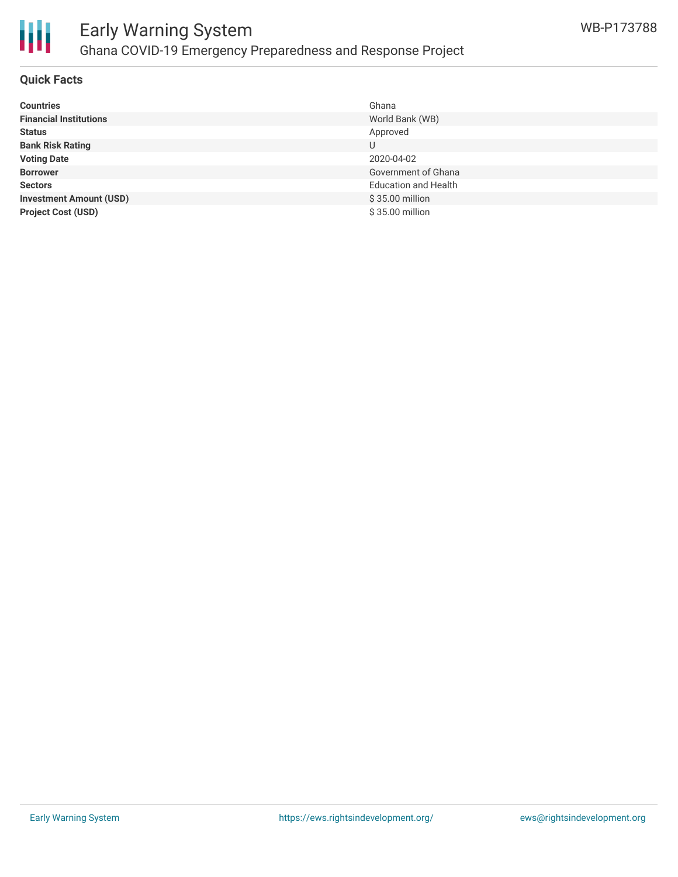# Early Warning System

## Ghana COVID-19 Emergency Preparedness and Response Project

WB-P173788

### Quick Facts

| | |
|---|---|
| **Countries** | Ghana |
| **Financial Institutions** | World Bank (WB) |
| **Status** | Approved |
| **Bank Risk Rating** | U |
| **Voting Date** | 2020-04-02 |
| **Borrower** | Government of Ghana |
| **Sectors** | Education and Health |
| **Investment Amount (USD)** | $ 35.00 million |
| **Project Cost (USD)** | $ 35.00 million |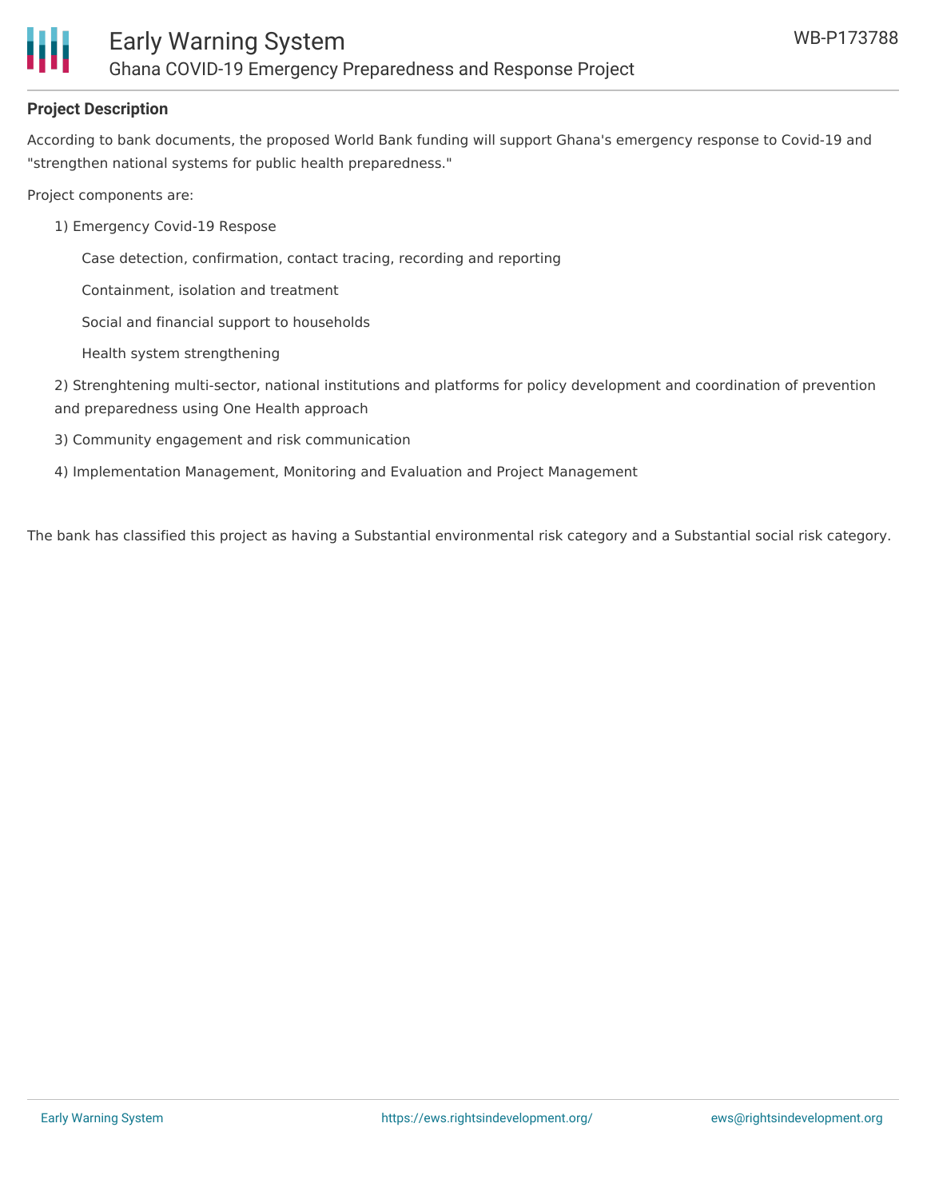**Project Description**

According to bank documents, the proposed World Bank funding will support Ghana's emergency response to Covid-19 and "strengthen national systems for public health preparedness."

Project components are:

1) Emergency Covid-19 Respose

   Case detection, confirmation, contact tracing, recording and reporting

   Containment, isolation and treatment

   Social and financial support to households

   Health system strengthening

2) Strenghtening multi-sector, national institutions and platforms for policy development and coordination of prevention and preparedness using One Health approach

3) Community engagement and risk communication

4) Implementation Management, Monitoring and Evaluation and Project Management

The bank has classified this project as having a Substantial environmental risk category and a Substantial social risk category.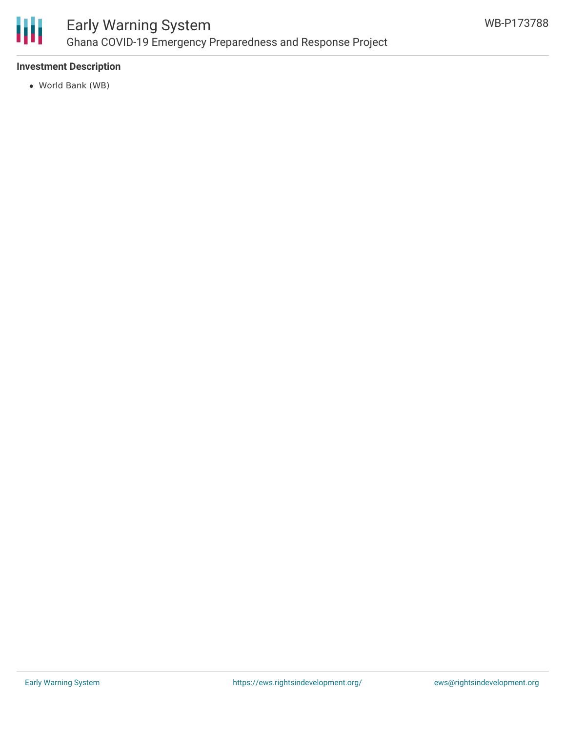**Investment Description**

- World Bank (WB)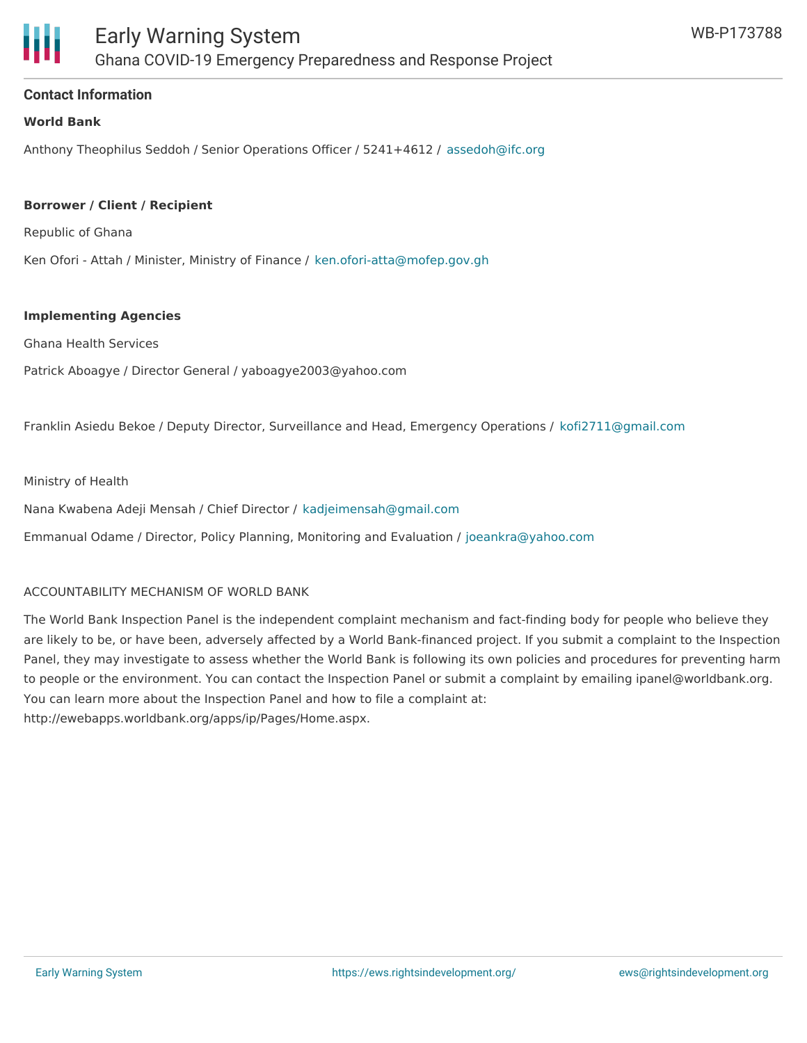## Contact Information

**World Bank**

Anthony Theophilus Seddoh / Senior Operations Officer / 5241+4612 / assedoh@ifc.org

**Borrower / Client / Recipient**

Republic of Ghana

Ken Ofori - Attah / Minister, Ministry of Finance / ken.ofori-atta@mofep.gov.gh

**Implementing Agencies**

Ghana Health Services

Patrick Aboagye / Director General / yaboagye2003@yahoo.com

Franklin Asiedu Bekoe / Deputy Director, Surveillance and Head, Emergency Operations / kofi2711@gmail.com

Ministry of Health

Nana Kwabena Adeji Mensah / Chief Director / kadjeimensah@gmail.com

Emmanual Odame / Director, Policy Planning, Monitoring and Evaluation / joeankra@yahoo.com

ACCOUNTABILITY MECHANISM OF WORLD BANK

The World Bank Inspection Panel is the independent complaint mechanism and fact-finding body for people who believe they are likely to be, or have been, adversely affected by a World Bank-financed project. If you submit a complaint to the Inspection Panel, they may investigate to assess whether the World Bank is following its own policies and procedures for preventing harm to people or the environment. You can contact the Inspection Panel or submit a complaint by emailing ipanel@worldbank.org. You can learn more about the Inspection Panel and how to file a complaint at: http://ewebapps.worldbank.org/apps/ip/Pages/Home.aspx.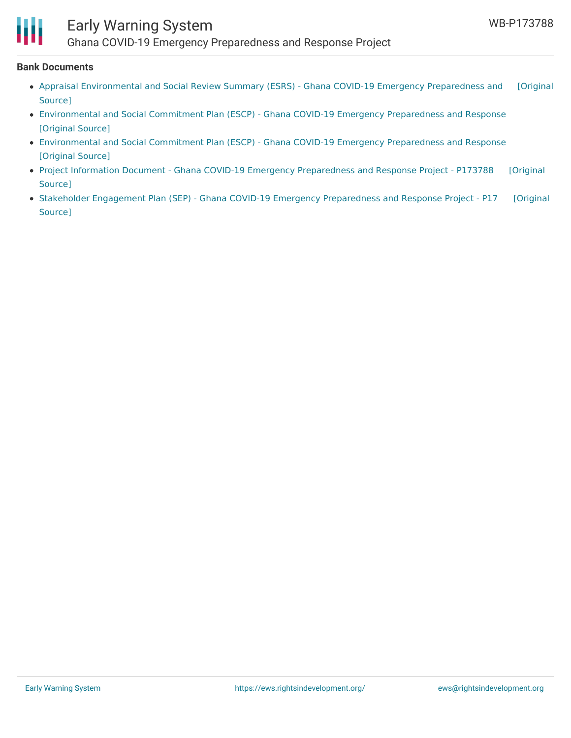**Bank Documents**

- Appraisal Environmental and Social Review Summary (ESRS) - Ghana COVID-19 Emergency Preparedness and [Original Source]
- Environmental and Social Commitment Plan (ESCP) - Ghana COVID-19 Emergency Preparedness and Response [Original Source]
- Environmental and Social Commitment Plan (ESCP) - Ghana COVID-19 Emergency Preparedness and Response [Original Source]
- Project Information Document - Ghana COVID-19 Emergency Preparedness and Response Project - P173788 [Original Source]
- Stakeholder Engagement Plan (SEP) - Ghana COVID-19 Emergency Preparedness and Response Project - P17 [Original Source]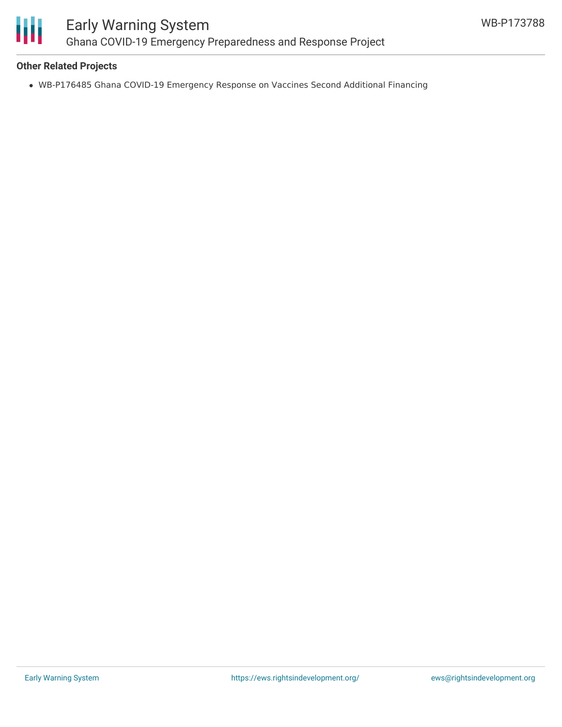### Other Related Projects

- WB-P176485 Ghana COVID-19 Emergency Response on Vaccines Second Additional Financing